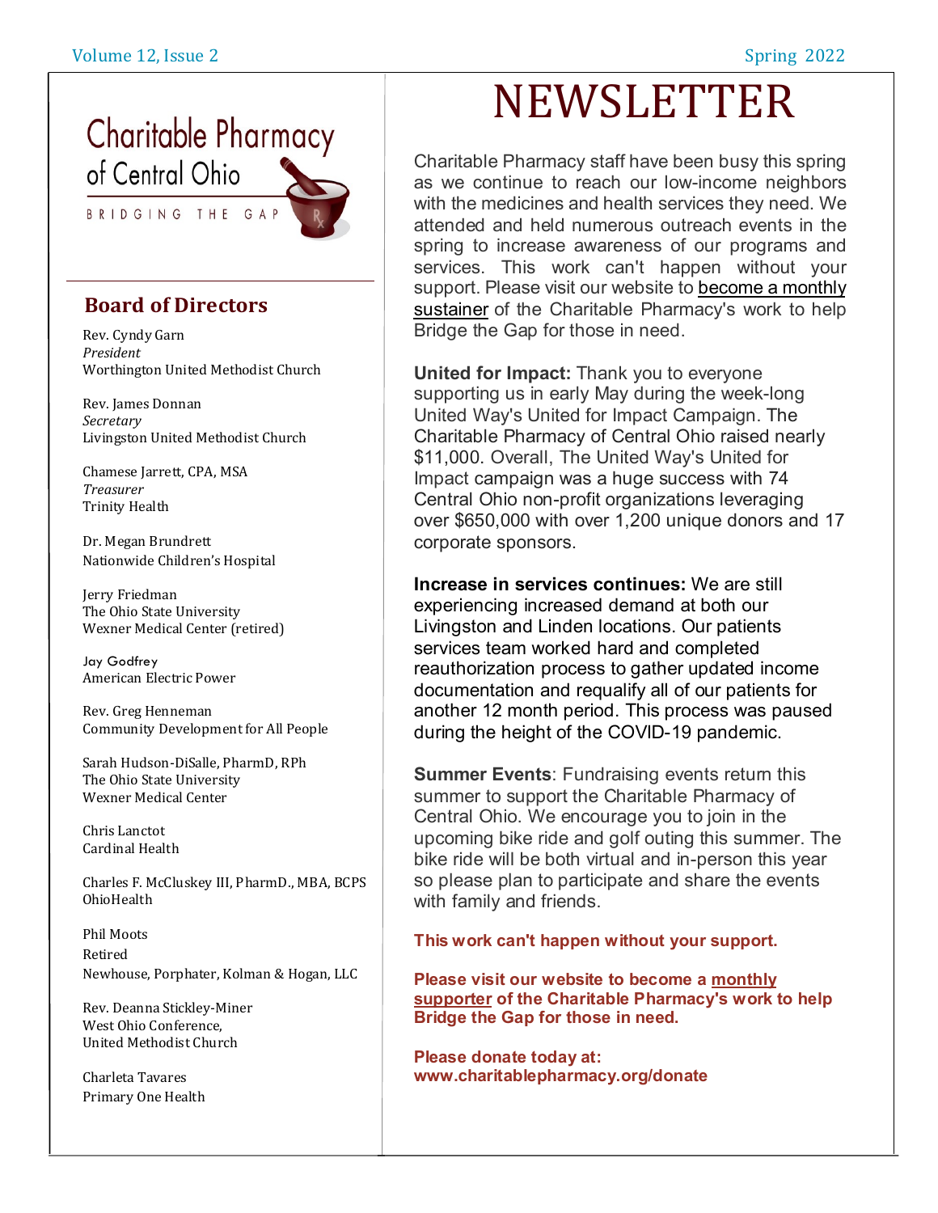Charitable Pharmacy of Central Ohio

BRIDGING THE GAP

## Board of Directors

Rev. Cyndy Garn
*President*
Worthington United Methodist Church

Rev. James Donnan
*Secretary*
Livingston United Methodist Church

Chamese Jarrett, CPA, MSA
*Treasurer*
Trinity Health

Dr. Megan Brundrett
Nationwide Children's Hospital

Jerry Friedman
The Ohio State University
Wexner Medical Center (retired)

Jay Godfrey
American Electric Power

Rev. Greg Henneman
Community Development for All People

Sarah Hudson-DiSalle, PharmD, RPh
The Ohio State University
Wexner Medical Center

Chris Lanctot
Cardinal Health

Charles F. McCluskey III, PharmD., MBA, BCPS
OhioHealth

Phil Moots
Retired
Newhouse, Porphater, Kolman & Hogan, LLC

Rev. Deanna Stickley-Miner
West Ohio Conference,
United Methodist Church

Charleta Tavares
Primary One Health

# NEWSLETTER

Charitable Pharmacy staff have been busy this spring as we continue to reach our low-income neighbors with the medicines and health services they need. We attended and held numerous outreach events in the spring to increase awareness of our programs and services. This work can't happen without your support. Please visit our website to become a monthly sustainer of the Charitable Pharmacy's work to help Bridge the Gap for those in need.

**United for Impact:** Thank you to everyone supporting us in early May during the week-long United Way's United for Impact Campaign. The Charitable Pharmacy of Central Ohio raised nearly $11,000. Overall, The United Way's United for Impact campaign was a huge success with 74 Central Ohio non-profit organizations leveraging over $650,000 with over 1,200 unique donors and 17 corporate sponsors.

**Increase in services continues:** We are still experiencing increased demand at both our Livingston and Linden locations. Our patients services team worked hard and completed reauthorization process to gather updated income documentation and requalify all of our patients for another 12 month period. This process was paused during the height of the COVID-19 pandemic.

**Summer Events**: Fundraising events return this summer to support the Charitable Pharmacy of Central Ohio. We encourage you to join in the upcoming bike ride and golf outing this summer. The bike ride will be both virtual and in-person this year so please plan to participate and share the events with family and friends.

**This work can't happen without your support.**

**Please visit our website to become a monthly supporter of the Charitable Pharmacy's work to help Bridge the Gap for those in need.**

**Please donate today at: www.charitablepharmacy.org/donate**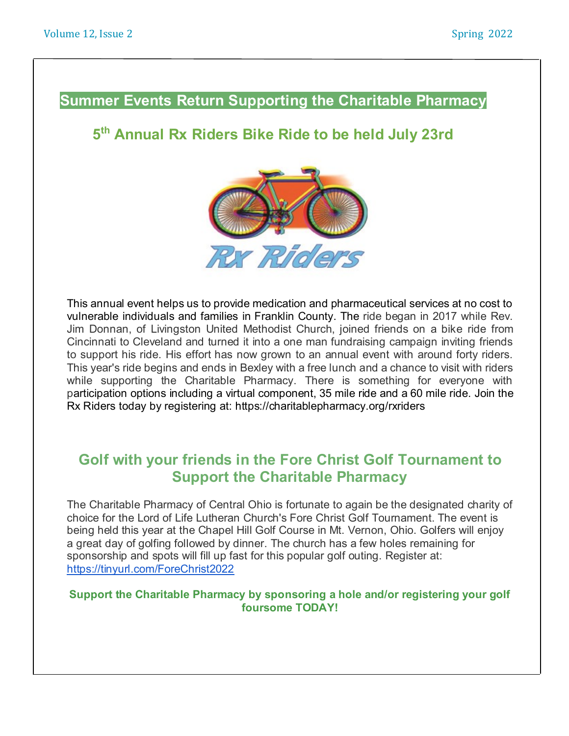## Summer Events Return Supporting the Charitable Pharmacy

### 5th Annual Rx Riders Bike Ride to be held July 23rd

This annual event helps us to provide medication and pharmaceutical services at no cost to vulnerable individuals and families in Franklin County. The ride began in 2017 while Rev. Jim Donnan, of Livingston United Methodist Church, joined friends on a bike ride from Cincinnati to Cleveland and turned it into a one man fundraising campaign inviting friends to support his ride. His effort has now grown to an annual event with around forty riders. This year's ride begins and ends in Bexley with a free lunch and a chance to visit with riders while supporting the Charitable Pharmacy. There is something for everyone with participation options including a virtual component, 35 mile ride and a 60 mile ride. Join the Rx Riders today by registering at: https://charitablepharmacy.org/rxriders

### Golf with your friends in the Fore Christ Golf Tournament to Support the Charitable Pharmacy

The Charitable Pharmacy of Central Ohio is fortunate to again be the designated charity of choice for the Lord of Life Lutheran Church's Fore Christ Golf Tournament. The event is being held this year at the Chapel Hill Golf Course in Mt. Vernon, Ohio. Golfers will enjoy a great day of golfing followed by dinner. The church has a few holes remaining for sponsorship and spots will fill up fast for this popular golf outing. Register at: https://tinyurl.com/ForeChrist2022

**Support the Charitable Pharmacy by sponsoring a hole and/or registering your golf foursome TODAY!**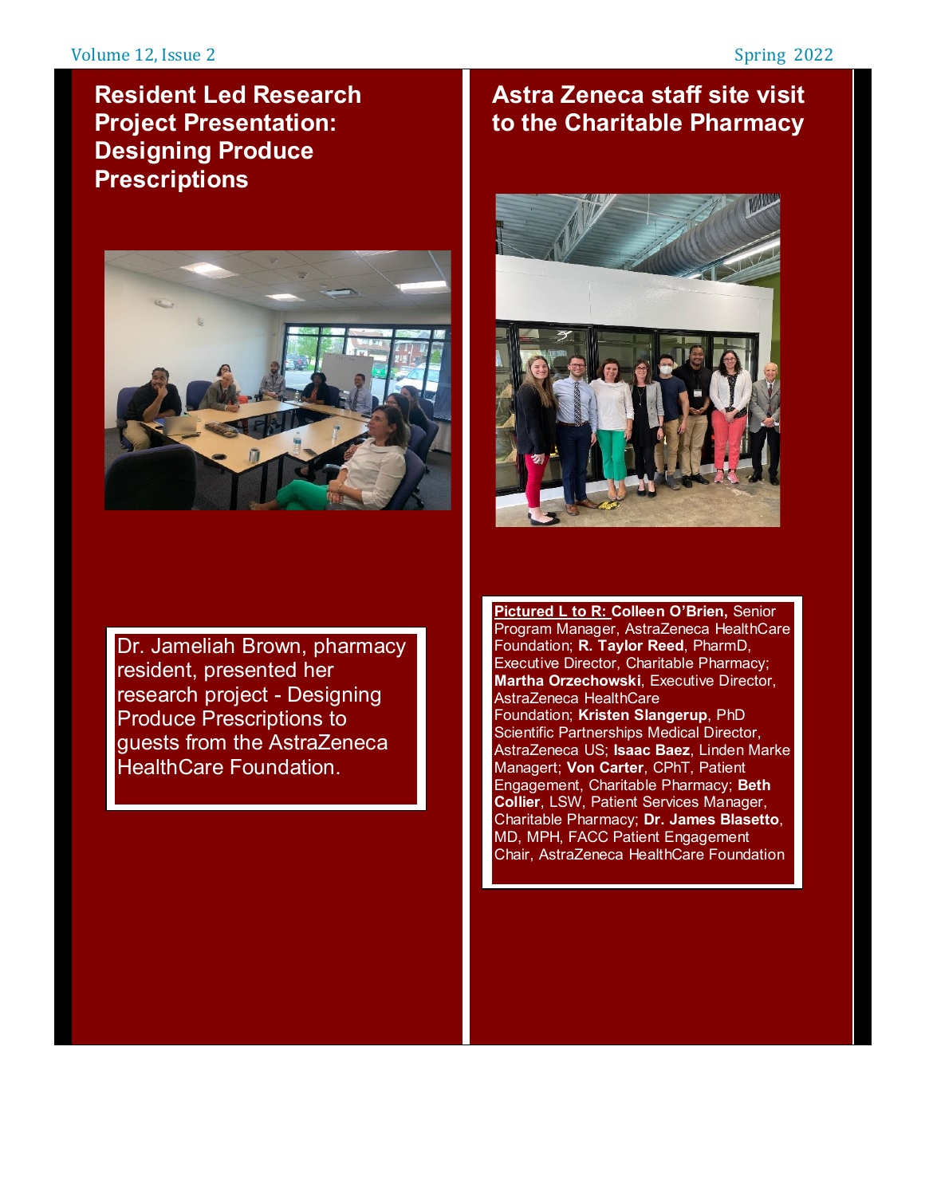## Resident Led Research Project Presentation: Designing Produce Prescriptions

Dr. Jameliah Brown, pharmacy resident, presented her research project - Designing Produce Prescriptions to guests from the AstraZeneca HealthCare Foundation.

## Astra Zeneca staff site visit to the Charitable Pharmacy

**Pictured L to R:** **Colleen O'Brien,** Senior Program Manager, AstraZeneca HealthCare Foundation; **R. Taylor Reed**, PharmD, Executive Director, Charitable Pharmacy; **Martha Orzechowski**, Executive Director, AstraZeneca HealthCare Foundation; **Kristen Slangerup**, PhD Scientific Partnerships Medical Director, AstraZeneca US; **Isaac Baez**, Linden Marke Managert; **Von Carter**, CPhT, Patient Engagement, Charitable Pharmacy; **Beth Collier**, LSW, Patient Services Manager, Charitable Pharmacy; **Dr. James Blasetto**, MD, MPH, FACC Patient Engagement Chair, AstraZeneca HealthCare Foundation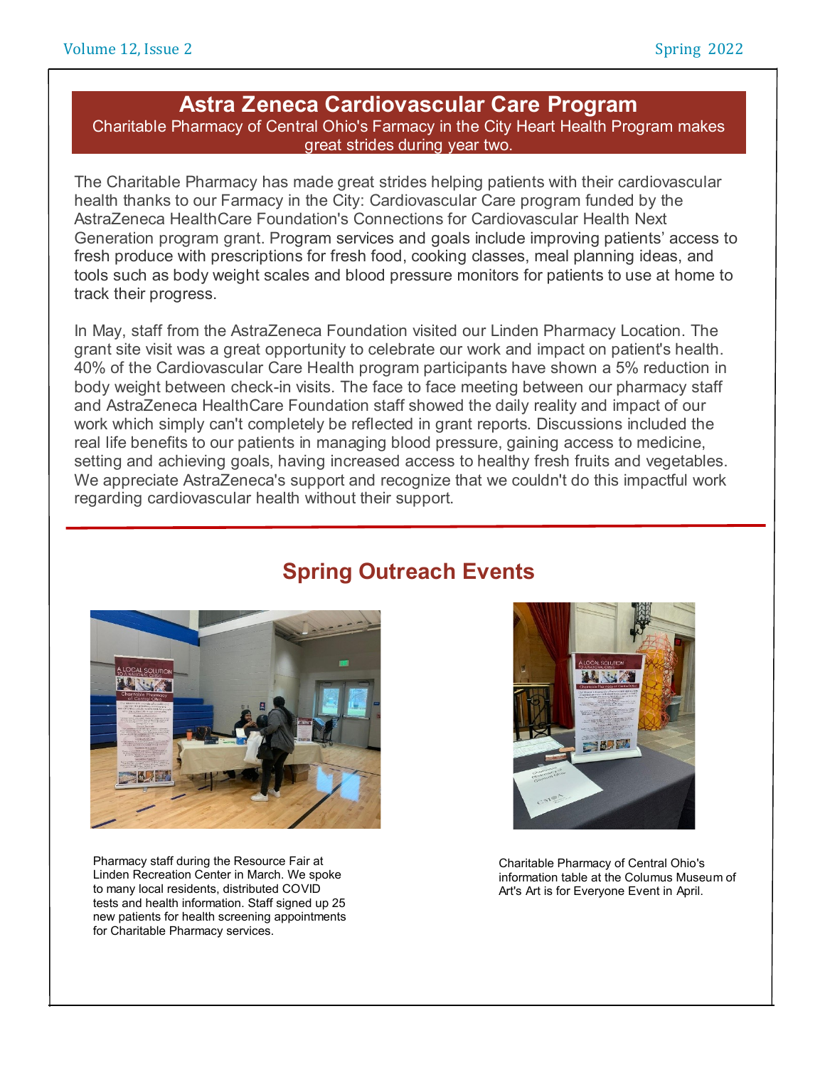## Astra Zeneca Cardiovascular Care Program

Charitable Pharmacy of Central Ohio's Farmacy in the City Heart Health Program makes great strides during year two.

The Charitable Pharmacy has made great strides helping patients with their cardiovascular health thanks to our Farmacy in the City: Cardiovascular Care program funded by the AstraZeneca HealthCare Foundation's Connections for Cardiovascular Health Next Generation program grant. Program services and goals include improving patients' access to fresh produce with prescriptions for fresh food, cooking classes, meal planning ideas, and tools such as body weight scales and blood pressure monitors for patients to use at home to track their progress.

In May, staff from the AstraZeneca Foundation visited our Linden Pharmacy Location. The grant site visit was a great opportunity to celebrate our work and impact on patient's health. 40% of the Cardiovascular Care Health program participants have shown a 5% reduction in body weight between check-in visits. The face to face meeting between our pharmacy staff and AstraZeneca HealthCare Foundation staff showed the daily reality and impact of our work which simply can't completely be reflected in grant reports. Discussions included the real life benefits to our patients in managing blood pressure, gaining access to medicine, setting and achieving goals, having increased access to healthy fresh fruits and vegetables. We appreciate AstraZeneca's support and recognize that we couldn't do this impactful work regarding cardiovascular health without their support.

## Spring Outreach Events

Pharmacy staff during the Resource Fair at Linden Recreation Center in March. We spoke to many local residents, distributed COVID tests and health information. Staff signed up 25 new patients for health screening appointments for Charitable Pharmacy services.

Charitable Pharmacy of Central Ohio's information table at the Colunus Museum of Art's Art is for Everyone Event in April.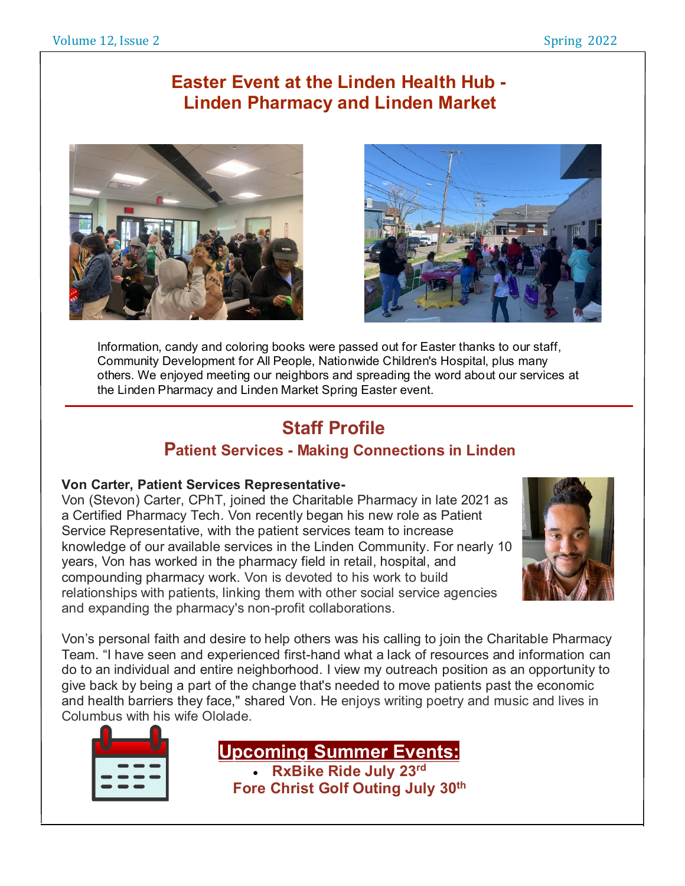## Easter Event at the Linden Health Hub - Linden Pharmacy and Linden Market

Information, candy and coloring books were passed out for Easter thanks to our staff, Community Development for All People, Nationwide Children's Hospital, plus many others. We enjoyed meeting our neighbors and spreading the word about our services at the Linden Pharmacy and Linden Market Spring Easter event.

---

## Staff Profile

### Patient Services - Making Connections in Linden

**Von Carter, Patient Services Representative-**
Von (Stevon) Carter, CPhT, joined the Charitable Pharmacy in late 2021 as a Certified Pharmacy Tech. Von recently began his new role as Patient Service Representative, with the patient services team to increase knowledge of our available services in the Linden Community. For nearly 10 years, Von has worked in the pharmacy field in retail, hospital, and compounding pharmacy work. Von is devoted to his work to build relationships with patients, linking them with other social service agencies and expanding the pharmacy's non-profit collaborations.

Von's personal faith and desire to help others was his calling to join the Charitable Pharmacy Team. "I have seen and experienced first-hand what a lack of resources and information can do to an individual and entire neighborhood. I view my outreach position as an opportunity to give back by being a part of the change that's needed to move patients past the economic and health barriers they face," shared Von. He enjoys writing poetry and music and lives in Columbus with his wife Ololade.

**Upcoming Summer Events:**

- **RxBike Ride July 23rd**
- **Fore Christ Golf Outing July 30th**